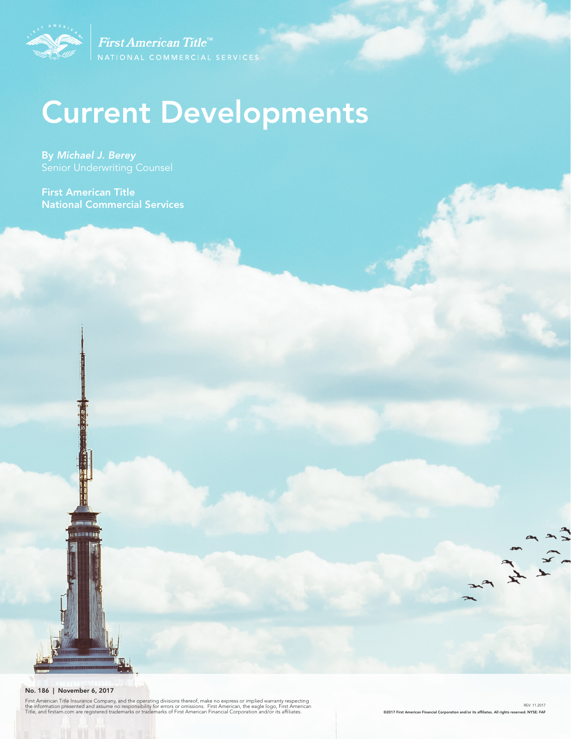First American Title™
NATIONAL COMMERCIAL SERVICES

# Current Developments

By *Michael J. Berey*
Senior Underwriting Counsel

**First American Title**
**National Commercial Services**

**No. 186 | November 6, 2017**

First American Title Insurance Company, and the operating divisions thereof, make no express or implied warranty respecting the information presented and assume no responsibility for errors or omissions. First American, the eagle logo, First American Title, and firstam.com are registered trademarks or trademarks of First American Financial Corporation and/or its affiliates.

REV. 11.2017
©2017 First American Financial Corporation and/or its affiliates. All rights reserved. NYSE: FAF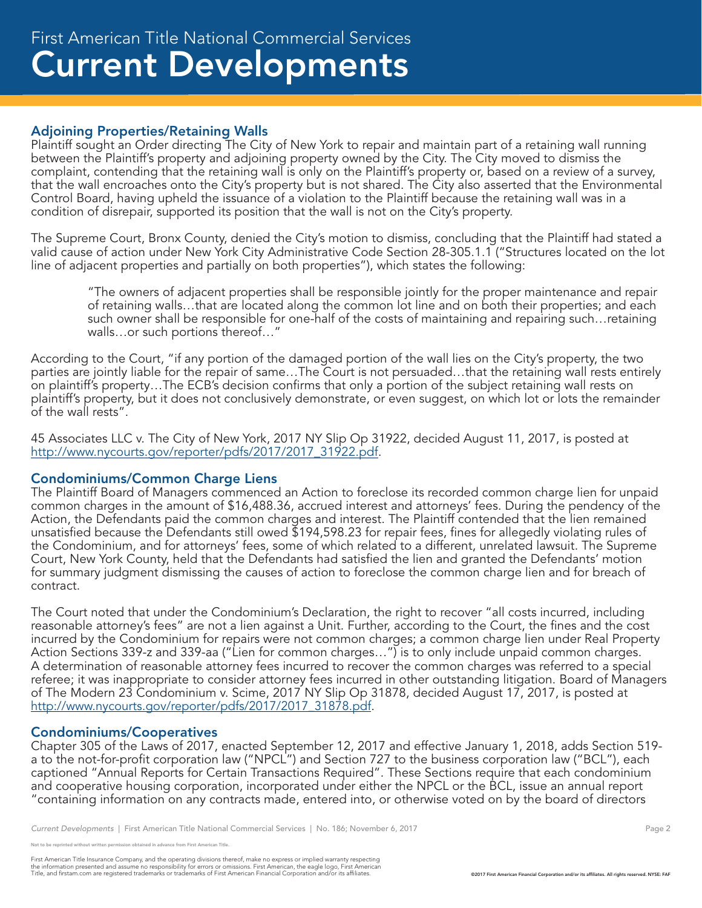# First American Title National Commercial Services
# Current Developments

## Adjoining Properties/Retaining Walls

Plaintiff sought an Order directing The City of New York to repair and maintain part of a retaining wall running between the Plaintiff's property and adjoining property owned by the City. The City moved to dismiss the complaint, contending that the retaining wall is only on the Plaintiff's property or, based on a review of a survey, that the wall encroaches onto the City's property but is not shared. The City also asserted that the Environmental Control Board, having upheld the issuance of a violation to the Plaintiff because the retaining wall was in a condition of disrepair, supported its position that the wall is not on the City's property.

The Supreme Court, Bronx County, denied the City's motion to dismiss, concluding that the Plaintiff had stated a valid cause of action under New York City Administrative Code Section 28-305.1.1 ("Structures located on the lot line of adjacent properties and partially on both properties"), which states the following:

> "The owners of adjacent properties shall be responsible jointly for the proper maintenance and repair of retaining walls…that are located along the common lot line and on both their properties; and each such owner shall be responsible for one-half of the costs of maintaining and repairing such…retaining walls…or such portions thereof…"

According to the Court, "if any portion of the damaged portion of the wall lies on the City's property, the two parties are jointly liable for the repair of same…The Court is not persuaded…that the retaining wall rests entirely on plaintiff's property…The ECB's decision confirms that only a portion of the subject retaining wall rests on plaintiff's property, but it does not conclusively demonstrate, or even suggest, on which lot or lots the remainder of the wall rests".

45 Associates LLC v. The City of New York, 2017 NY Slip Op 31922, decided August 11, 2017, is posted at http://www.nycourts.gov/reporter/pdfs/2017/2017_31922.pdf.

## Condominiums/Common Charge Liens

The Plaintiff Board of Managers commenced an Action to foreclose its recorded common charge lien for unpaid common charges in the amount of $16,488.36, accrued interest and attorneys' fees. During the pendency of the Action, the Defendants paid the common charges and interest. The Plaintiff contended that the lien remained unsatisfied because the Defendants still owed $194,598.23 for repair fees, fines for allegedly violating rules of the Condominium, and for attorneys' fees, some of which related to a different, unrelated lawsuit. The Supreme Court, New York County, held that the Defendants had satisfied the lien and granted the Defendants' motion for summary judgment dismissing the causes of action to foreclose the common charge lien and for breach of contract.

The Court noted that under the Condominium's Declaration, the right to recover "all costs incurred, including reasonable attorney's fees" are not a lien against a Unit. Further, according to the Court, the fines and the cost incurred by the Condominium for repairs were not common charges; a common charge lien under Real Property Action Sections 339-z and 339-aa ("Lien for common charges…") is to only include unpaid common charges. A determination of reasonable attorney fees incurred to recover the common charges was referred to a special referee; it was inappropriate to consider attorney fees incurred in other outstanding litigation. Board of Managers of The Modern 23 Condominium v. Scime, 2017 NY Slip Op 31878, decided August 17, 2017, is posted at http://www.nycourts.gov/reporter/pdfs/2017/2017_31878.pdf.

## Condominiums/Cooperatives

Chapter 305 of the Laws of 2017, enacted September 12, 2017 and effective January 1, 2018, adds Section 519-a to the not-for-profit corporation law ("NPCL") and Section 727 to the business corporation law ("BCL"), each captioned "Annual Reports for Certain Transactions Required". These Sections require that each condominium and cooperative housing corporation, incorporated under either the NPCL or the BCL, issue an annual report "containing information on any contracts made, entered into, or otherwise voted on by the board of directors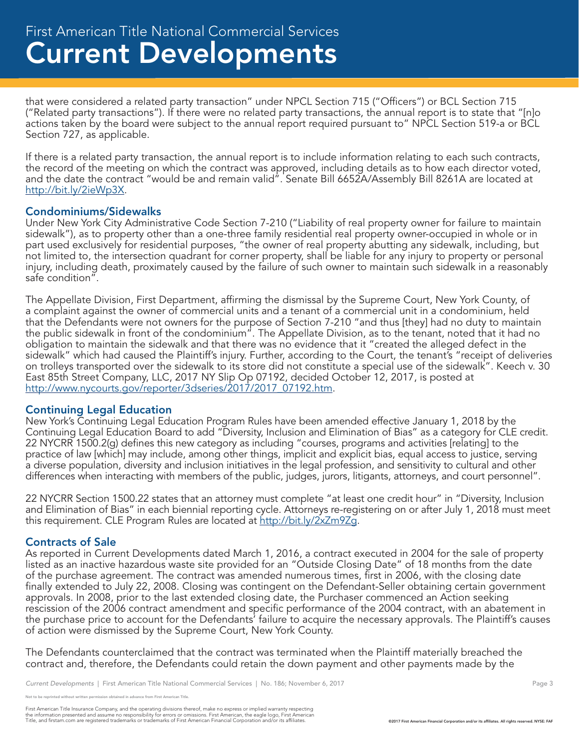that were considered a related party transaction" under NPCL Section 715 ("Officers") or BCL Section 715 ("Related party transactions"). If there were no related party transactions, the annual report is to state that "[n]o actions taken by the board were subject to the annual report required pursuant to" NPCL Section 519-a or BCL Section 727, as applicable.

If there is a related party transaction, the annual report is to include information relating to each such contracts, the record of the meeting on which the contract was approved, including details as to how each director voted, and the date the contract "would be and remain valid". Senate Bill 6652A/Assembly Bill 8261A are located at http://bit.ly/2ieWp3X.

## Condominiums/Sidewalks

Under New York City Administrative Code Section 7-210 ("Liability of real property owner for failure to maintain sidewalk"), as to property other than a one-three family residential real property owner-occupied in whole or in part used exclusively for residential purposes, "the owner of real property abutting any sidewalk, including, but not limited to, the intersection quadrant for corner property, shall be liable for any injury to property or personal injury, including death, proximately caused by the failure of such owner to maintain such sidewalk in a reasonably safe condition".

The Appellate Division, First Department, affirming the dismissal by the Supreme Court, New York County, of a complaint against the owner of commercial units and a tenant of a commercial unit in a condominium, held that the Defendants were not owners for the purpose of Section 7-210 "and thus [they] had no duty to maintain the public sidewalk in front of the condominium". The Appellate Division, as to the tenant, noted that it had no obligation to maintain the sidewalk and that there was no evidence that it "created the alleged defect in the sidewalk" which had caused the Plaintiff's injury. Further, according to the Court, the tenant's "receipt of deliveries on trolleys transported over the sidewalk to its store did not constitute a special use of the sidewalk". Keech v. 30 East 85th Street Company, LLC, 2017 NY Slip Op 07192, decided October 12, 2017, is posted at http://www.nycourts.gov/reporter/3dseries/2017/2017_07192.htm.

## Continuing Legal Education

New York's Continuing Legal Education Program Rules have been amended effective January 1, 2018 by the Continuing Legal Education Board to add "Diversity, Inclusion and Elimination of Bias" as a category for CLE credit. 22 NYCRR 1500.2(g) defines this new category as including "courses, programs and activities [relating] to the practice of law [which] may include, among other things, implicit and explicit bias, equal access to justice, serving a diverse population, diversity and inclusion initiatives in the legal profession, and sensitivity to cultural and other differences when interacting with members of the public, judges, jurors, litigants, attorneys, and court personnel".

22 NYCRR Section 1500.22 states that an attorney must complete "at least one credit hour" in "Diversity, Inclusion and Elimination of Bias" in each biennial reporting cycle. Attorneys re-registering on or after July 1, 2018 must meet this requirement. CLE Program Rules are located at http://bit.ly/2xZm9Zg.

## Contracts of Sale

As reported in Current Developments dated March 1, 2016, a contract executed in 2004 for the sale of property listed as an inactive hazardous waste site provided for an "Outside Closing Date" of 18 months from the date of the purchase agreement. The contract was amended numerous times, first in 2006, with the closing date finally extended to July 22, 2008. Closing was contingent on the Defendant-Seller obtaining certain government approvals. In 2008, prior to the last extended closing date, the Purchaser commenced an Action seeking rescission of the 2006 contract amendment and specific performance of the 2004 contract, with an abatement in the purchase price to account for the Defendants' failure to acquire the necessary approvals. The Plaintiff's causes of action were dismissed by the Supreme Court, New York County.

The Defendants counterclaimed that the contract was terminated when the Plaintiff materially breached the contract and, therefore, the Defendants could retain the down payment and other payments made by the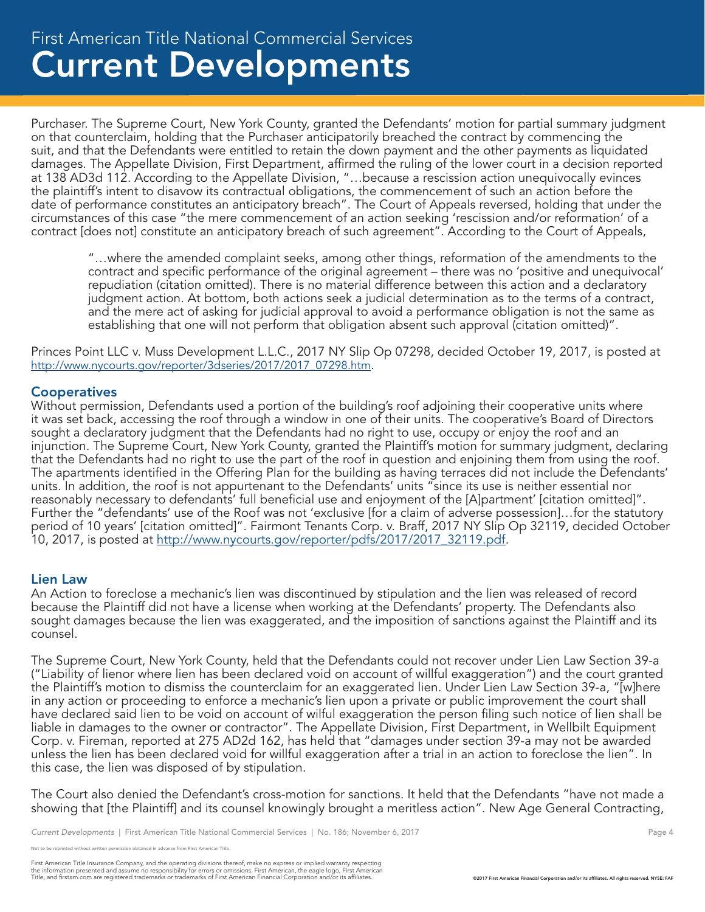Purchaser. The Supreme Court, New York County, granted the Defendants' motion for partial summary judgment on that counterclaim, holding that the Purchaser anticipatorily breached the contract by commencing the suit, and that the Defendants were entitled to retain the down payment and the other payments as liquidated damages. The Appellate Division, First Department, affirmed the ruling of the lower court in a decision reported at 138 AD3d 112. According to the Appellate Division, "…because a rescission action unequivocally evinces the plaintiff's intent to disavow its contractual obligations, the commencement of such an action before the date of performance constitutes an anticipatory breach". The Court of Appeals reversed, holding that under the circumstances of this case "the mere commencement of an action seeking 'rescission and/or reformation' of a contract [does not] constitute an anticipatory breach of such agreement". According to the Court of Appeals,

> "…where the amended complaint seeks, among other things, reformation of the amendments to the contract and specific performance of the original agreement – there was no 'positive and unequivocal' repudiation (citation omitted). There is no material difference between this action and a declaratory judgment action. At bottom, both actions seek a judicial determination as to the terms of a contract, and the mere act of asking for judicial approval to avoid a performance obligation is not the same as establishing that one will not perform that obligation absent such approval (citation omitted)".

Princes Point LLC v. Muss Development L.L.C., 2017 NY Slip Op 07298, decided October 19, 2017, is posted at http://www.nycourts.gov/reporter/3dseries/2017/2017_07298.htm.

## Cooperatives

Without permission, Defendants used a portion of the building's roof adjoining their cooperative units where it was set back, accessing the roof through a window in one of their units. The cooperative's Board of Directors sought a declaratory judgment that the Defendants had no right to use, occupy or enjoy the roof and an injunction. The Supreme Court, New York County, granted the Plaintiff's motion for summary judgment, declaring that the Defendants had no right to use the part of the roof in question and enjoining them from using the roof. The apartments identified in the Offering Plan for the building as having terraces did not include the Defendants' units. In addition, the roof is not appurtenant to the Defendants' units "since its use is neither essential nor reasonably necessary to defendants' full beneficial use and enjoyment of the [A]partment' [citation omitted]". Further the "defendants' use of the Roof was not 'exclusive [for a claim of adverse possession]…for the statutory period of 10 years' [citation omitted]". Fairmont Tenants Corp. v. Braff, 2017 NY Slip Op 32119, decided October 10, 2017, is posted at http://www.nycourts.gov/reporter/pdfs/2017/2017_32119.pdf.

## Lien Law

An Action to foreclose a mechanic's lien was discontinued by stipulation and the lien was released of record because the Plaintiff did not have a license when working at the Defendants' property. The Defendants also sought damages because the lien was exaggerated, and the imposition of sanctions against the Plaintiff and its counsel.

The Supreme Court, New York County, held that the Defendants could not recover under Lien Law Section 39-a ("Liability of lienor where lien has been declared void on account of willful exaggeration") and the court granted the Plaintiff's motion to dismiss the counterclaim for an exaggerated lien. Under Lien Law Section 39-a, "[w]here in any action or proceeding to enforce a mechanic's lien upon a private or public improvement the court shall have declared said lien to be void on account of wilful exaggeration the person filing such notice of lien shall be liable in damages to the owner or contractor". The Appellate Division, First Department, in Wellbilt Equipment Corp. v. Fireman, reported at 275 AD2d 162, has held that "damages under section 39-a may not be awarded unless the lien has been declared void for willful exaggeration after a trial in an action to foreclose the lien". In this case, the lien was disposed of by stipulation.

The Court also denied the Defendant's cross-motion for sanctions. It held that the Defendants "have not made a showing that [the Plaintiff] and its counsel knowingly brought a meritless action". New Age General Contracting,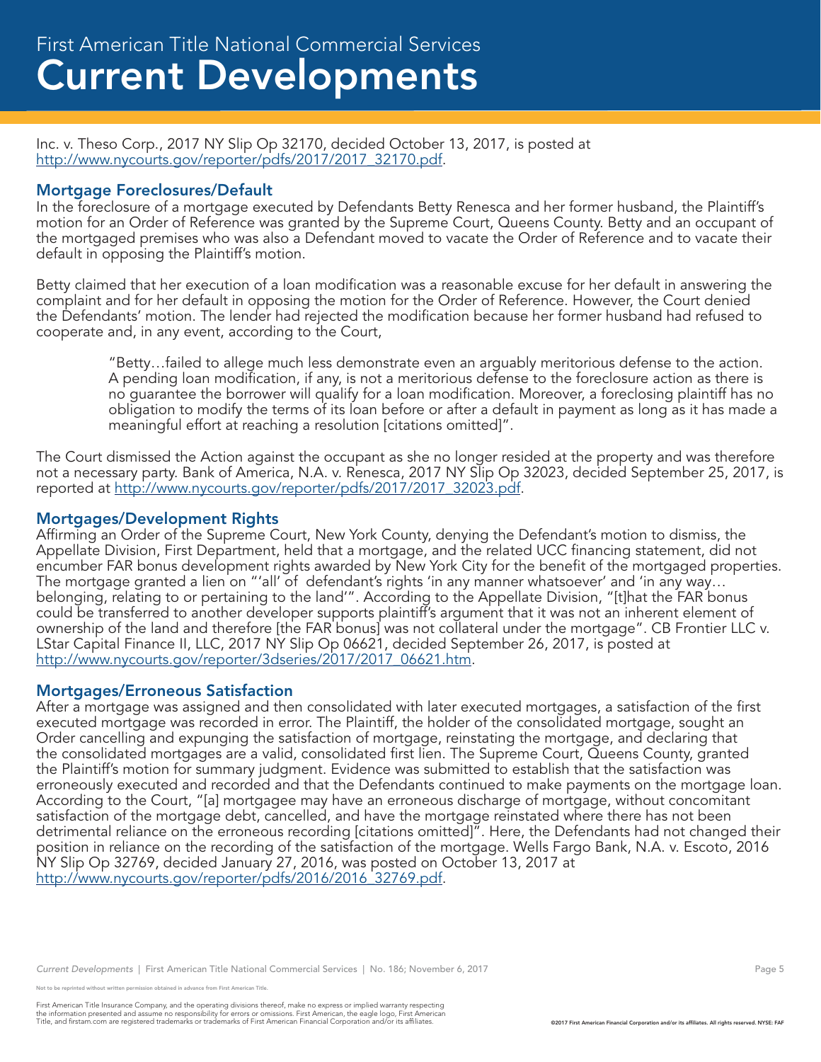Inc. v. Theso Corp., 2017 NY Slip Op 32170, decided October 13, 2017, is posted at http://www.nycourts.gov/reporter/pdfs/2017/2017_32170.pdf.

### Mortgage Foreclosures/Default

In the foreclosure of a mortgage executed by Defendants Betty Renesca and her former husband, the Plaintiff's motion for an Order of Reference was granted by the Supreme Court, Queens County. Betty and an occupant of the mortgaged premises who was also a Defendant moved to vacate the Order of Reference and to vacate their default in opposing the Plaintiff's motion.

Betty claimed that her execution of a loan modification was a reasonable excuse for her default in answering the complaint and for her default in opposing the motion for the Order of Reference. However, the Court denied the Defendants' motion. The lender had rejected the modification because her former husband had refused to cooperate and, in any event, according to the Court,

> "Betty…failed to allege much less demonstrate even an arguably meritorious defense to the action. A pending loan modification, if any, is not a meritorious defense to the foreclosure action as there is no guarantee the borrower will qualify for a loan modification. Moreover, a foreclosing plaintiff has no obligation to modify the terms of its loan before or after a default in payment as long as it has made a meaningful effort at reaching a resolution [citations omitted]".

The Court dismissed the Action against the occupant as she no longer resided at the property and was therefore not a necessary party. Bank of America, N.A. v. Renesca, 2017 NY Slip Op 32023, decided September 25, 2017, is reported at http://www.nycourts.gov/reporter/pdfs/2017/2017_32023.pdf.

### Mortgages/Development Rights

Affirming an Order of the Supreme Court, New York County, denying the Defendant's motion to dismiss, the Appellate Division, First Department, held that a mortgage, and the related UCC financing statement, did not encumber FAR bonus development rights awarded by New York City for the benefit of the mortgaged properties. The mortgage granted a lien on "'all' of defendant's rights 'in any manner whatsoever' and 'in any way… belonging, relating to or pertaining to the land'". According to the Appellate Division, "[t]hat the FAR bonus could be transferred to another developer supports plaintiff's argument that it was not an inherent element of ownership of the land and therefore [the FAR bonus] was not collateral under the mortgage". CB Frontier LLC v. LStar Capital Finance II, LLC, 2017 NY Slip Op 06621, decided September 26, 2017, is posted at http://www.nycourts.gov/reporter/3dseries/2017/2017_06621.htm.

### Mortgages/Erroneous Satisfaction

After a mortgage was assigned and then consolidated with later executed mortgages, a satisfaction of the first executed mortgage was recorded in error. The Plaintiff, the holder of the consolidated mortgage, sought an Order cancelling and expunging the satisfaction of mortgage, reinstating the mortgage, and declaring that the consolidated mortgages are a valid, consolidated first lien. The Supreme Court, Queens County, granted the Plaintiff's motion for summary judgment. Evidence was submitted to establish that the satisfaction was erroneously executed and recorded and that the Defendants continued to make payments on the mortgage loan. According to the Court, "[a] mortgagee may have an erroneous discharge of mortgage, without concomitant satisfaction of the mortgage debt, cancelled, and have the mortgage reinstated where there has not been detrimental reliance on the erroneous recording [citations omitted]". Here, the Defendants had not changed their position in reliance on the recording of the satisfaction of the mortgage. Wells Fargo Bank, N.A. v. Escoto, 2016 NY Slip Op 32769, decided January 27, 2016, was posted on October 13, 2017 at http://www.nycourts.gov/reporter/pdfs/2016/2016_32769.pdf.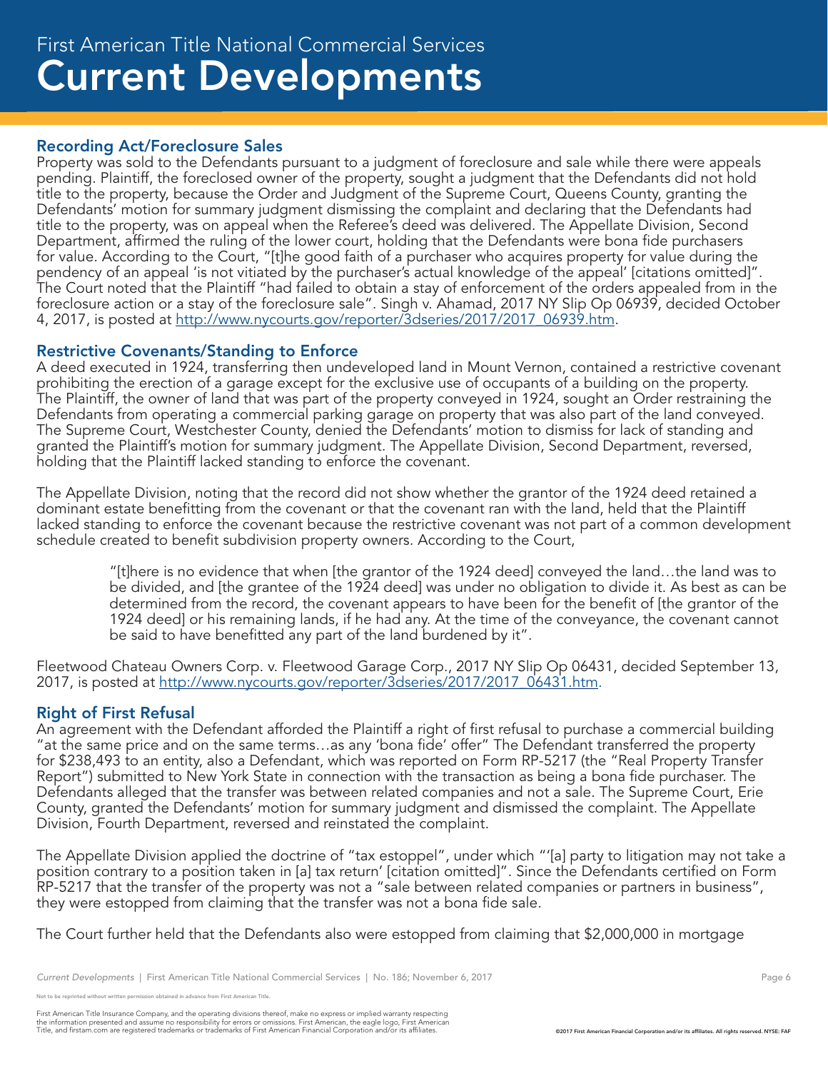## Recording Act/Foreclosure Sales

Property was sold to the Defendants pursuant to a judgment of foreclosure and sale while there were appeals pending. Plaintiff, the foreclosed owner of the property, sought a judgment that the Defendants did not hold title to the property, because the Order and Judgment of the Supreme Court, Queens County, granting the Defendants' motion for summary judgment dismissing the complaint and declaring that the Defendants had title to the property, was on appeal when the Referee's deed was delivered. The Appellate Division, Second Department, affirmed the ruling of the lower court, holding that the Defendants were bona fide purchasers for value. According to the Court, "[t]he good faith of a purchaser who acquires property for value during the pendency of an appeal 'is not vitiated by the purchaser's actual knowledge of the appeal' [citations omitted]". The Court noted that the Plaintiff "had failed to obtain a stay of enforcement of the orders appealed from in the foreclosure action or a stay of the foreclosure sale". Singh v. Ahamad, 2017 NY Slip Op 06939, decided October 4, 2017, is posted at http://www.nycourts.gov/reporter/3dseries/2017/2017_06939.htm.

## Restrictive Covenants/Standing to Enforce

A deed executed in 1924, transferring then undeveloped land in Mount Vernon, contained a restrictive covenant prohibiting the erection of a garage except for the exclusive use of occupants of a building on the property. The Plaintiff, the owner of land that was part of the property conveyed in 1924, sought an Order restraining the Defendants from operating a commercial parking garage on property that was also part of the land conveyed. The Supreme Court, Westchester County, denied the Defendants' motion to dismiss for lack of standing and granted the Plaintiff's motion for summary judgment. The Appellate Division, Second Department, reversed, holding that the Plaintiff lacked standing to enforce the covenant.

The Appellate Division, noting that the record did not show whether the grantor of the 1924 deed retained a dominant estate benefitting from the covenant or that the covenant ran with the land, held that the Plaintiff lacked standing to enforce the covenant because the restrictive covenant was not part of a common development schedule created to benefit subdivision property owners. According to the Court,

> "[t]here is no evidence that when [the grantor of the 1924 deed] conveyed the land…the land was to be divided, and [the grantee of the 1924 deed] was under no obligation to divide it. As best as can be determined from the record, the covenant appears to have been for the benefit of [the grantor of the 1924 deed] or his remaining lands, if he had any. At the time of the conveyance, the covenant cannot be said to have benefitted any part of the land burdened by it".

Fleetwood Chateau Owners Corp. v. Fleetwood Garage Corp., 2017 NY Slip Op 06431, decided September 13, 2017, is posted at http://www.nycourts.gov/reporter/3dseries/2017/2017_06431.htm.

## Right of First Refusal

An agreement with the Defendant afforded the Plaintiff a right of first refusal to purchase a commercial building "at the same price and on the same terms…as any 'bona fide' offer" The Defendant transferred the property for $238,493 to an entity, also a Defendant, which was reported on Form RP-5217 (the "Real Property Transfer Report") submitted to New York State in connection with the transaction as being a bona fide purchaser. The Defendants alleged that the transfer was between related companies and not a sale. The Supreme Court, Erie County, granted the Defendants' motion for summary judgment and dismissed the complaint. The Appellate Division, Fourth Department, reversed and reinstated the complaint.

The Appellate Division applied the doctrine of "tax estoppel", under which "'[a] party to litigation may not take a position contrary to a position taken in [a] tax return' [citation omitted]". Since the Defendants certified on Form RP-5217 that the transfer of the property was not a "sale between related companies or partners in business", they were estopped from claiming that the transfer was not a bona fide sale.

The Court further held that the Defendants also were estopped from claiming that $2,000,000 in mortgage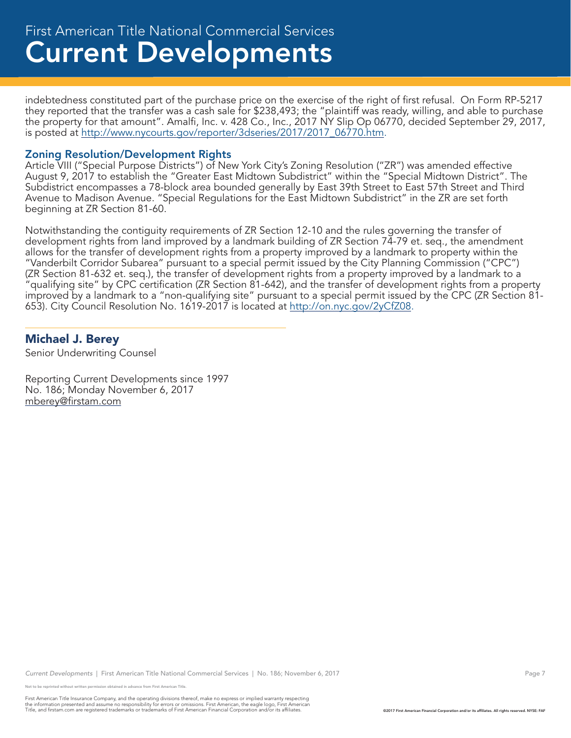indebtedness constituted part of the purchase price on the exercise of the right of first refusal. On Form RP-5217 they reported that the transfer was a cash sale for $238,493; the "plaintiff was ready, willing, and able to purchase the property for that amount". Amalfi, Inc. v. 428 Co., Inc., 2017 NY Slip Op 06770, decided September 29, 2017, is posted at http://www.nycourts.gov/reporter/3dseries/2017/2017_06770.htm.

### Zoning Resolution/Development Rights

Article VIII ("Special Purpose Districts") of New York City's Zoning Resolution ("ZR") was amended effective August 9, 2017 to establish the "Greater East Midtown Subdistrict" within the "Special Midtown District". The Subdistrict encompasses a 78-block area bounded generally by East 39th Street to East 57th Street and Third Avenue to Madison Avenue. "Special Regulations for the East Midtown Subdistrict" in the ZR are set forth beginning at ZR Section 81-60.

Notwithstanding the contiguity requirements of ZR Section 12-10 and the rules governing the transfer of development rights from land improved by a landmark building of ZR Section 74-79 et. seq., the amendment allows for the transfer of development rights from a property improved by a landmark to property within the "Vanderbilt Corridor Subarea" pursuant to a special permit issued by the City Planning Commission ("CPC") (ZR Section 81-632 et. seq.), the transfer of development rights from a property improved by a landmark to a "qualifying site" by CPC certification (ZR Section 81-642), and the transfer of development rights from a property improved by a landmark to a "non-qualifying site" pursuant to a special permit issued by the CPC (ZR Section 81-653). City Council Resolution No. 1619-2017 is located at http://on.nyc.gov/2yCfZ08.

---

**Michael J. Berey**
Senior Underwriting Counsel

Reporting Current Developments since 1997
No. 186; Monday November 6, 2017
mberey@firstam.com

Not to be reprinted without written permission obtained in advance from First American Title.

First American Title Insurance Company, and the operating divisions thereof, make no express or implied warranty respecting the information presented and assume no responsibility for errors or omissions. First American, the eagle logo, First American Title, and firstam.com are registered trademarks or trademarks of First American Financial Corporation and/or its affiliates.

©2017 First American Financial Corporation and/or its affiliates. All rights reserved. NYSE: FAF